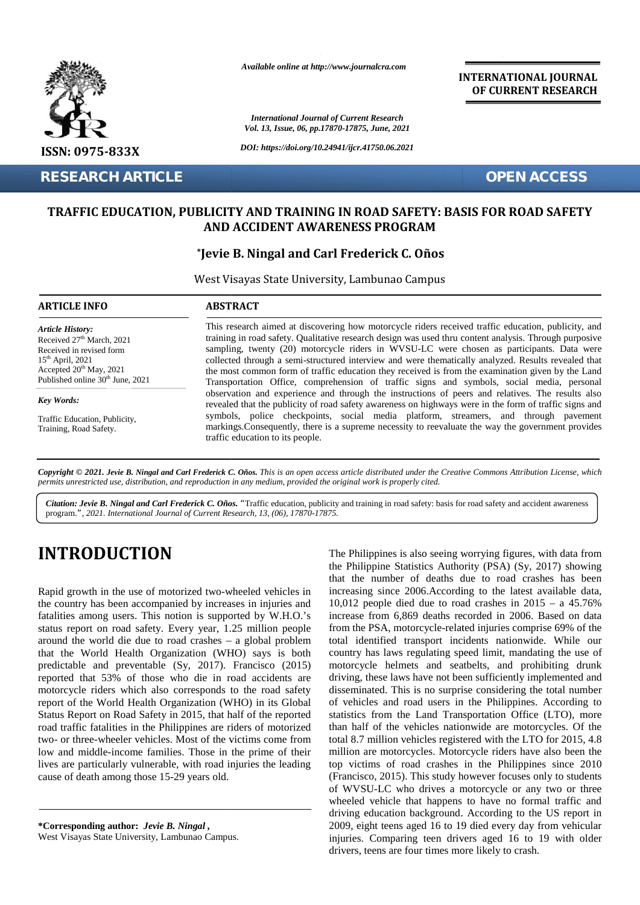*Available online at http://www.journalcra.com*

**INTERNATIONAL JOURNAL OF CURRENT RESEARCH**

*International Journal of Current Research*
*Vol. 13, Issue, 06, pp.17870-17875, June, 2021*

*DOI: https://doi.org/10.24941/ijcr.41750.06.2021*

ISSN: 0975-833X

**RESEARCH ARTICLE** **OPEN ACCESS**

# TRAFFIC EDUCATION, PUBLICITY AND TRAINING IN ROAD SAFETY: BASIS FOR ROAD SAFETY AND ACCIDENT AWARENESS PROGRAM

**\*Jevie B. Ningal and Carl Frederick C. Oños**

West Visayas State University, Lambunao Campus

## ARTICLE INFO

***Article History:***

Received 27th March, 2021
Received in revised form 15th April, 2021
Accepted 20th May, 2021
Published online 30th June, 2021

***Key Words:***

Traffic Education, Publicity, Training, Road Safety.

## ABSTRACT

This research aimed at discovering how motorcycle riders received traffic education, publicity, and training in road safety. Qualitative research design was used thru content analysis. Through purposive sampling, twenty (20) motorcycle riders in WVSU-LC were chosen as participants. Data were collected through a semi-structured interview and were thematically analyzed. Results revealed that the most common form of traffic education they received is from the examination given by the Land Transportation Office, comprehension of traffic signs and symbols, social media, personal observation and experience and through the instructions of peers and relatives. The results also revealed that the publicity of road safety awareness on highways were in the form of traffic signs and symbols, police checkpoints, social media platform, streamers, and through pavement markings.Consequently, there is a supreme necessity to reevaluate the way the government provides traffic education to its people.

***Copyright © 2021. Jevie B. Ningal and Carl Frederick C. Oños.*** *This is an open access article distributed under the Creative Commons Attribution License, which permits unrestricted use, distribution, and reproduction in any medium, provided the original work is properly cited.*

***Citation: Jevie B. Ningal and Carl Frederick C. Oños.*** "Traffic education, publicity and training in road safety: basis for road safety and accident awareness program.", *2021. International Journal of Current Research, 13, (06), 17870-17875.*

# INTRODUCTION

Rapid growth in the use of motorized two-wheeled vehicles in the country has been accompanied by increases in injuries and fatalities among users. This notion is supported by W.H.O.'s status report on road safety. Every year, 1.25 million people around the world die due to road crashes – a global problem that the World Health Organization (WHO) says is both predictable and preventable (Sy, 2017). Francisco (2015) reported that 53% of those who die in road accidents are motorcycle riders which also corresponds to the road safety report of the World Health Organization (WHO) in its Global Status Report on Road Safety in 2015, that half of the reported road traffic fatalities in the Philippines are riders of motorized two- or three-wheeler vehicles. Most of the victims come from low and middle-income families. Those in the prime of their lives are particularly vulnerable, with road injuries the leading cause of death among those 15-29 years old.

The Philippines is also seeing worrying figures, with data from the Philippine Statistics Authority (PSA) (Sy, 2017) showing that the number of deaths due to road crashes has been increasing since 2006.According to the latest available data, 10,012 people died due to road crashes in 2015 – a 45.76% increase from 6,869 deaths recorded in 2006. Based on data from the PSA, motorcycle-related injuries comprise 69% of the total identified transport incidents nationwide. While our country has laws regulating speed limit, mandating the use of motorcycle helmets and seatbelts, and prohibiting drunk driving, these laws have not been sufficiently implemented and disseminated. This is no surprise considering the total number of vehicles and road users in the Philippines. According to statistics from the Land Transportation Office (LTO), more than half of the vehicles nationwide are motorcycles. Of the total 8.7 million vehicles registered with the LTO for 2015, 4.8 million are motorcycles. Motorcycle riders have also been the top victims of road crashes in the Philippines since 2010 (Francisco, 2015). This study however focuses only to students of WVSU-LC who drives a motorcycle or any two or three wheeled vehicle that happens to have no formal traffic and driving education background. According to the US report in 2009, eight teens aged 16 to 19 died every day from vehicular injuries. Comparing teen drivers aged 16 to 19 with older drivers, teens are four times more likely to crash.

**\*Corresponding author:** ***Jevie B. Ningal*,**
West Visayas State University, Lambunao Campus.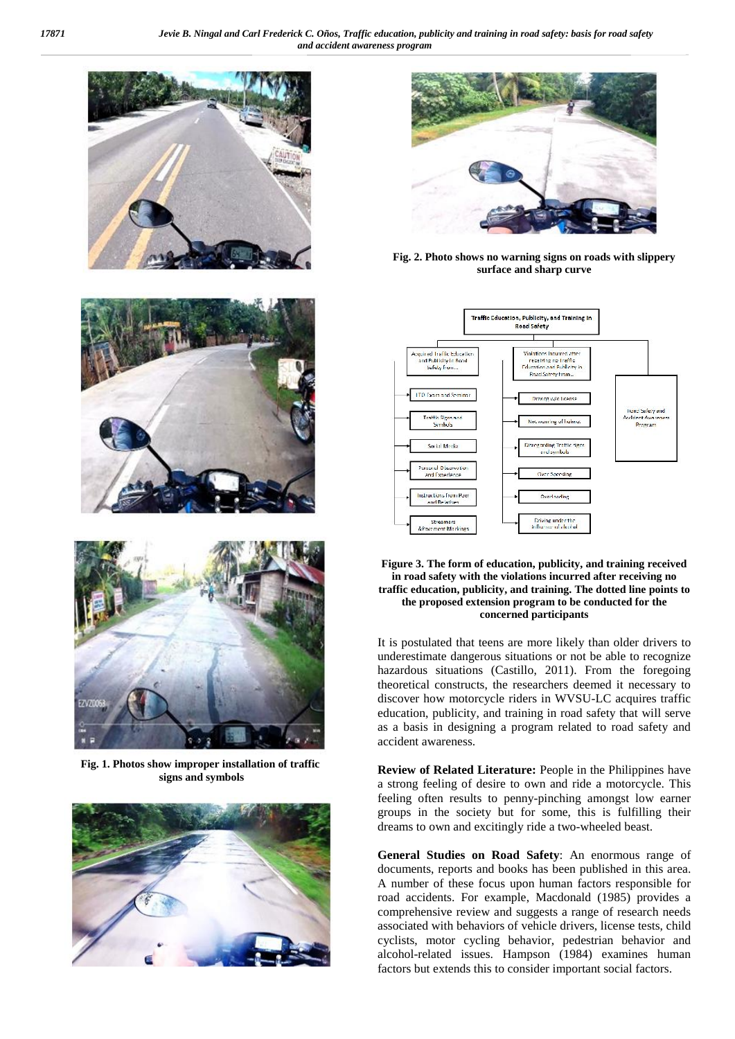Fig. 1. Photos show improper installation of traffic signs and symbols

Fig. 2. Photo shows no warning signs on roads with slippery surface and sharp curve

Figure 3. The form of education, publicity, and training received in road safety with the violations incurred after receiving no traffic education, publicity, and training. The dotted line points to the proposed extension program to be conducted for the concerned participants

It is postulated that teens are more likely than older drivers to underestimate dangerous situations or not be able to recognize hazardous situations (Castillo, 2011). From the foregoing theoretical constructs, the researchers deemed it necessary to discover how motorcycle riders in WVSU-LC acquires traffic education, publicity, and training in road safety that will serve as a basis in designing a program related to road safety and accident awareness.

**Review of Related Literature:** People in the Philippines have a strong feeling of desire to own and ride a motorcycle. This feeling often results to penny-pinching amongst low earner groups in the society but for some, this is fulfilling their dreams to own and excitingly ride a two-wheeled beast.

**General Studies on Road Safety**: An enormous range of documents, reports and books has been published in this area. A number of these focus upon human factors responsible for road accidents. For example, Macdonald (1985) provides a comprehensive review and suggests a range of research needs associated with behaviors of vehicle drivers, license tests, child cyclists, motor cycling behavior, pedestrian behavior and alcohol-related issues. Hampson (1984) examines human factors but extends this to consider important social factors.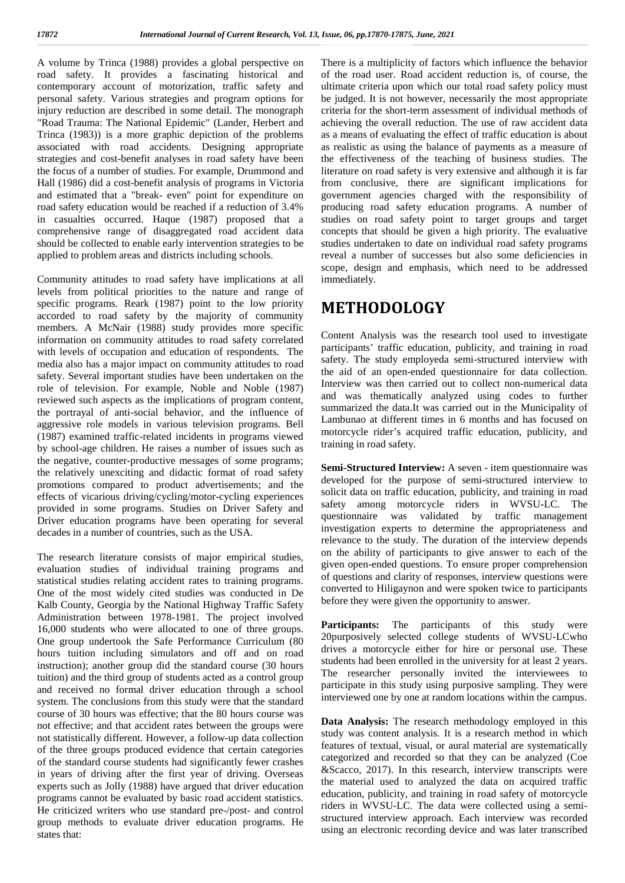A volume by Trinca (1988) provides a global perspective on road safety. It provides a fascinating historical and contemporary account of motorization, traffic safety and personal safety. Various strategies and program options for injury reduction are described in some detail. The monograph "Road Trauma: The National Epidemic" (Lander, Herbert and Trinca (1983)) is a more graphic depiction of the problems associated with road accidents. Designing appropriate strategies and cost-benefit analyses in road safety have been the focus of a number of studies. For example, Drummond and Hall (1986) did a cost-benefit analysis of programs in Victoria and estimated that a "break- even" point for expenditure on road safety education would be reached if a reduction of 3.4% in casualties occurred. Haque (1987) proposed that a comprehensive range of disaggregated road accident data should be collected to enable early intervention strategies to be applied to problem areas and districts including schools.

Community attitudes to road safety have implications at all levels from political priorities to the nature and range of specific programs. Reark (1987) point to the low priority accorded to road safety by the majority of community members. A McNair (1988) study provides more specific information on community attitudes to road safety correlated with levels of occupation and education of respondents. The media also has a major impact on community attitudes to road safety. Several important studies have been undertaken on the role of television. For example, Noble and Noble (1987) reviewed such aspects as the implications of program content, the portrayal of anti-social behavior, and the influence of aggressive role models in various television programs. Bell (1987) examined traffic-related incidents in programs viewed by school-age children. He raises a number of issues such as the negative, counter-productive messages of some programs; the relatively unexciting and didactic format of road safety promotions compared to product advertisements; and the effects of vicarious driving/cycling/motor-cycling experiences provided in some programs. Studies on Driver Safety and Driver education programs have been operating for several decades in a number of countries, such as the USA.

The research literature consists of major empirical studies, evaluation studies of individual training programs and statistical studies relating accident rates to training programs. One of the most widely cited studies was conducted in De Kalb County, Georgia by the National Highway Traffic Safety Administration between 1978-1981. The project involved 16,000 students who were allocated to one of three groups. One group undertook the Safe Performance Curriculum (80 hours tuition including simulators and off and on road instruction); another group did the standard course (30 hours tuition) and the third group of students acted as a control group and received no formal driver education through a school system. The conclusions from this study were that the standard course of 30 hours was effective; that the 80 hours course was not effective; and that accident rates between the groups were not statistically different. However, a follow-up data collection of the three groups produced evidence that certain categories of the standard course students had significantly fewer crashes in years of driving after the first year of driving. Overseas experts such as Jolly (1988) have argued that driver education programs cannot be evaluated by basic road accident statistics. He criticized writers who use standard pre-/post- and control group methods to evaluate driver education programs. He states that:

There is a multiplicity of factors which influence the behavior of the road user. Road accident reduction is, of course, the ultimate criteria upon which our total road safety policy must be judged. It is not however, necessarily the most appropriate criteria for the short-term assessment of individual methods of achieving the overall reduction. The use of raw accident data as a means of evaluating the effect of traffic education is about as realistic as using the balance of payments as a measure of the effectiveness of the teaching of business studies. The literature on road safety is very extensive and although it is far from conclusive, there are significant implications for government agencies charged with the responsibility of producing road safety education programs. A number of studies on road safety point to target groups and target concepts that should be given a high priority. The evaluative studies undertaken to date on individual road safety programs reveal a number of successes but also some deficiencies in scope, design and emphasis, which need to be addressed immediately.

# METHODOLOGY

Content Analysis was the research tool used to investigate participants' traffic education, publicity, and training in road safety. The study employeda semi-structured interview with the aid of an open-ended questionnaire for data collection. Interview was then carried out to collect non-numerical data and was thematically analyzed using codes to further summarized the data.It was carried out in the Municipality of Lambunao at different times in 6 months and has focused on motorcycle rider's acquired traffic education, publicity, and training in road safety.

**Semi-Structured Interview:** A seven - item questionnaire was developed for the purpose of semi-structured interview to solicit data on traffic education, publicity, and training in road safety among motorcycle riders in WVSU-LC. The questionnaire was validated by traffic management investigation experts to determine the appropriateness and relevance to the study. The duration of the interview depends on the ability of participants to give answer to each of the given open-ended questions. To ensure proper comprehension of questions and clarity of responses, interview questions were converted to Hiligaynon and were spoken twice to participants before they were given the opportunity to answer.

**Participants:** The participants of this study were 20purposively selected college students of WVSU-LCwho drives a motorcycle either for hire or personal use. These students had been enrolled in the university for at least 2 years. The researcher personally invited the interviewees to participate in this study using purposive sampling. They were interviewed one by one at random locations within the campus.

**Data Analysis:** The research methodology employed in this study was content analysis. It is a research method in which features of textual, visual, or aural material are systematically categorized and recorded so that they can be analyzed (Coe &Scacco, 2017). In this research, interview transcripts were the material used to analyzed the data on acquired traffic education, publicity, and training in road safety of motorcycle riders in WVSU-LC. The data were collected using a semi-structured interview approach. Each interview was recorded using an electronic recording device and was later transcribed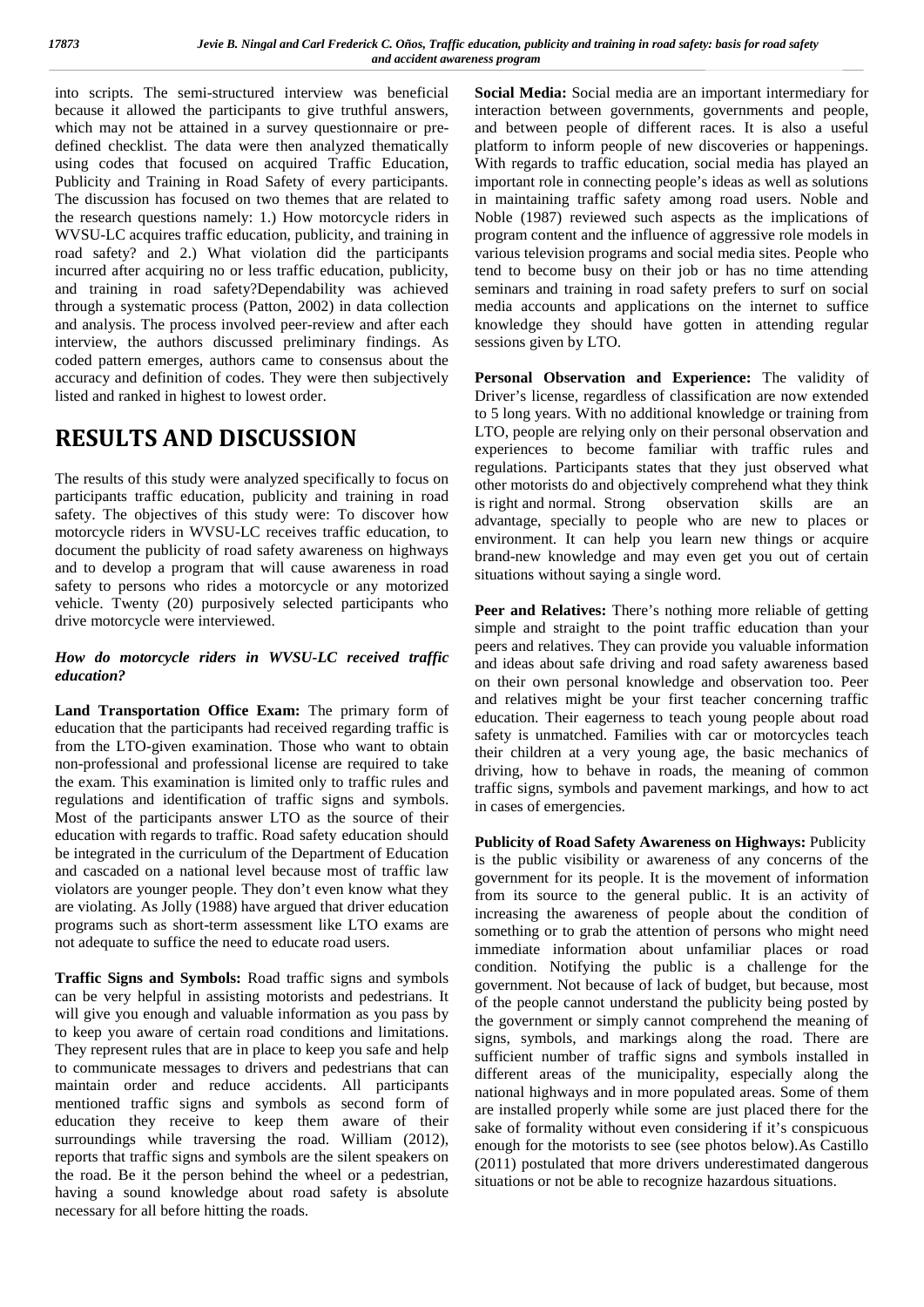into scripts. The semi-structured interview was beneficial because it allowed the participants to give truthful answers, which may not be attained in a survey questionnaire or pre-defined checklist. The data were then analyzed thematically using codes that focused on acquired Traffic Education, Publicity and Training in Road Safety of every participants. The discussion has focused on two themes that are related to the research questions namely: 1.) How motorcycle riders in WVSU-LC acquires traffic education, publicity, and training in road safety? and 2.) What violation did the participants incurred after acquiring no or less traffic education, publicity, and training in road safety?Dependability was achieved through a systematic process (Patton, 2002) in data collection and analysis. The process involved peer-review and after each interview, the authors discussed preliminary findings. As coded pattern emerges, authors came to consensus about the accuracy and definition of codes. They were then subjectively listed and ranked in highest to lowest order.

# RESULTS AND DISCUSSION

The results of this study were analyzed specifically to focus on participants traffic education, publicity and training in road safety. The objectives of this study were: To discover how motorcycle riders in WVSU-LC receives traffic education, to document the publicity of road safety awareness on highways and to develop a program that will cause awareness in road safety to persons who rides a motorcycle or any motorized vehicle. Twenty (20) purposively selected participants who drive motorcycle were interviewed.

### *How do motorcycle riders in WVSU-LC received traffic education?*

**Land Transportation Office Exam:** The primary form of education that the participants had received regarding traffic is from the LTO-given examination. Those who want to obtain non-professional and professional license are required to take the exam. This examination is limited only to traffic rules and regulations and identification of traffic signs and symbols. Most of the participants answer LTO as the source of their education with regards to traffic. Road safety education should be integrated in the curriculum of the Department of Education and cascaded on a national level because most of traffic law violators are younger people. They don't even know what they are violating. As Jolly (1988) have argued that driver education programs such as short-term assessment like LTO exams are not adequate to suffice the need to educate road users.

**Traffic Signs and Symbols:** Road traffic signs and symbols can be very helpful in assisting motorists and pedestrians. It will give you enough and valuable information as you pass by to keep you aware of certain road conditions and limitations. They represent rules that are in place to keep you safe and help to communicate messages to drivers and pedestrians that can maintain order and reduce accidents. All participants mentioned traffic signs and symbols as second form of education they receive to keep them aware of their surroundings while traversing the road. William (2012), reports that traffic signs and symbols are the silent speakers on the road. Be it the person behind the wheel or a pedestrian, having a sound knowledge about road safety is absolute necessary for all before hitting the roads.

**Social Media:** Social media are an important intermediary for interaction between governments, governments and people, and between people of different races. It is also a useful platform to inform people of new discoveries or happenings. With regards to traffic education, social media has played an important role in connecting people's ideas as well as solutions in maintaining traffic safety among road users. Noble and Noble (1987) reviewed such aspects as the implications of program content and the influence of aggressive role models in various television programs and social media sites. People who tend to become busy on their job or has no time attending seminars and training in road safety prefers to surf on social media accounts and applications on the internet to suffice knowledge they should have gotten in attending regular sessions given by LTO.

**Personal Observation and Experience:** The validity of Driver's license, regardless of classification are now extended to 5 long years. With no additional knowledge or training from LTO, people are relying only on their personal observation and experiences to become familiar with traffic rules and regulations. Participants states that they just observed what other motorists do and objectively comprehend what they think is right and normal. Strong observation skills are an advantage, specially to people who are new to places or environment. It can help you learn new things or acquire brand-new knowledge and may even get you out of certain situations without saying a single word.

**Peer and Relatives:** There's nothing more reliable of getting simple and straight to the point traffic education than your peers and relatives. They can provide you valuable information and ideas about safe driving and road safety awareness based on their own personal knowledge and observation too. Peer and relatives might be your first teacher concerning traffic education. Their eagerness to teach young people about road safety is unmatched. Families with car or motorcycles teach their children at a very young age, the basic mechanics of driving, how to behave in roads, the meaning of common traffic signs, symbols and pavement markings, and how to act in cases of emergencies.

**Publicity of Road Safety Awareness on Highways:** Publicity is the public visibility or awareness of any concerns of the government for its people. It is the movement of information from its source to the general public. It is an activity of increasing the awareness of people about the condition of something or to grab the attention of persons who might need immediate information about unfamiliar places or road condition. Notifying the public is a challenge for the government. Not because of lack of budget, but because, most of the people cannot understand the publicity being posted by the government or simply cannot comprehend the meaning of signs, symbols, and markings along the road. There are sufficient number of traffic signs and symbols installed in different areas of the municipality, especially along the national highways and in more populated areas. Some of them are installed properly while some are just placed there for the sake of formality without even considering if it's conspicuous enough for the motorists to see (see photos below).As Castillo (2011) postulated that more drivers underestimated dangerous situations or not be able to recognize hazardous situations.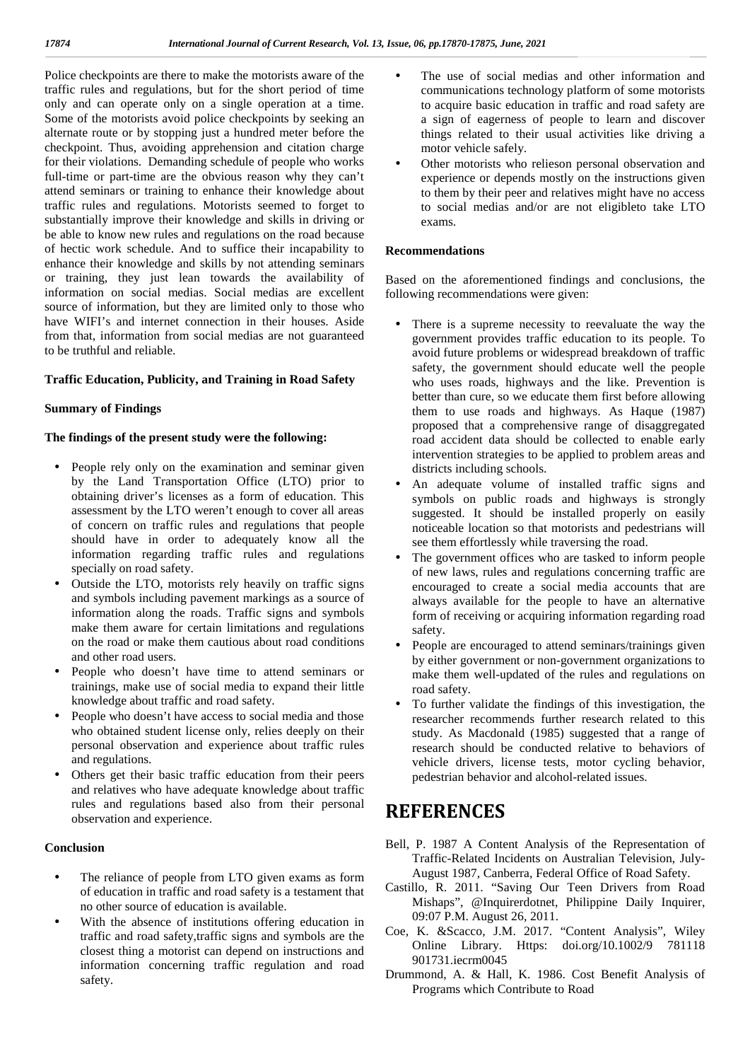Police checkpoints are there to make the motorists aware of the traffic rules and regulations, but for the short period of time only and can operate only on a single operation at a time. Some of the motorists avoid police checkpoints by seeking an alternate route or by stopping just a hundred meter before the checkpoint. Thus, avoiding apprehension and citation charge for their violations. Demanding schedule of people who works full-time or part-time are the obvious reason why they can't attend seminars or training to enhance their knowledge about traffic rules and regulations. Motorists seemed to forget to substantially improve their knowledge and skills in driving or be able to know new rules and regulations on the road because of hectic work schedule. And to suffice their incapability to enhance their knowledge and skills by not attending seminars or training, they just lean towards the availability of information on social medias. Social medias are excellent source of information, but they are limited only to those who have WIFI's and internet connection in their houses. Aside from that, information from social medias are not guaranteed to be truthful and reliable.

**Traffic Education, Publicity, and Training in Road Safety**

**Summary of Findings**

**The findings of the present study were the following:**

- People rely only on the examination and seminar given by the Land Transportation Office (LTO) prior to obtaining driver's licenses as a form of education. This assessment by the LTO weren't enough to cover all areas of concern on traffic rules and regulations that people should have in order to adequately know all the information regarding traffic rules and regulations specially on road safety.
- Outside the LTO, motorists rely heavily on traffic signs and symbols including pavement markings as a source of information along the roads. Traffic signs and symbols make them aware for certain limitations and regulations on the road or make them cautious about road conditions and other road users.
- People who doesn't have time to attend seminars or trainings, make use of social media to expand their little knowledge about traffic and road safety.
- People who doesn't have access to social media and those who obtained student license only, relies deeply on their personal observation and experience about traffic rules and regulations.
- Others get their basic traffic education from their peers and relatives who have adequate knowledge about traffic rules and regulations based also from their personal observation and experience.

**Conclusion**

- The reliance of people from LTO given exams as form of education in traffic and road safety is a testament that no other source of education is available.
- With the absence of institutions offering education in traffic and road safety,traffic signs and symbols are the closest thing a motorist can depend on instructions and information concerning traffic regulation and road safety.
- The use of social medias and other information and communications technology platform of some motorists to acquire basic education in traffic and road safety are a sign of eagerness of people to learn and discover things related to their usual activities like driving a motor vehicle safely.
- Other motorists who relieson personal observation and experience or depends mostly on the instructions given to them by their peer and relatives might have no access to social medias and/or are not eligibleto take LTO exams.

**Recommendations**

Based on the aforementioned findings and conclusions, the following recommendations were given:

- There is a supreme necessity to reevaluate the way the government provides traffic education to its people. To avoid future problems or widespread breakdown of traffic safety, the government should educate well the people who uses roads, highways and the like. Prevention is better than cure, so we educate them first before allowing them to use roads and highways. As Haque (1987) proposed that a comprehensive range of disaggregated road accident data should be collected to enable early intervention strategies to be applied to problem areas and districts including schools.
- An adequate volume of installed traffic signs and symbols on public roads and highways is strongly suggested. It should be installed properly on easily noticeable location so that motorists and pedestrians will see them effortlessly while traversing the road.
- The government offices who are tasked to inform people of new laws, rules and regulations concerning traffic are encouraged to create a social media accounts that are always available for the people to have an alternative form of receiving or acquiring information regarding road safety.
- People are encouraged to attend seminars/trainings given by either government or non-government organizations to make them well-updated of the rules and regulations on road safety.
- To further validate the findings of this investigation, the researcher recommends further research related to this study. As Macdonald (1985) suggested that a range of research should be conducted relative to behaviors of vehicle drivers, license tests, motor cycling behavior, pedestrian behavior and alcohol-related issues.

# REFERENCES

Bell, P. 1987 A Content Analysis of the Representation of Traffic-Related Incidents on Australian Television, July-August 1987, Canberra, Federal Office of Road Safety.

Castillo, R. 2011. "Saving Our Teen Drivers from Road Mishaps", @Inquirerdotnet, Philippine Daily Inquirer, 09:07 P.M. August 26, 2011.

Coe, K. &Scacco, J.M. 2017. "Content Analysis", Wiley Online Library. Https: doi.org/10.1002/9 781118 901731.iecrm0045

Drummond, A. & Hall, K. 1986. Cost Benefit Analysis of Programs which Contribute to Road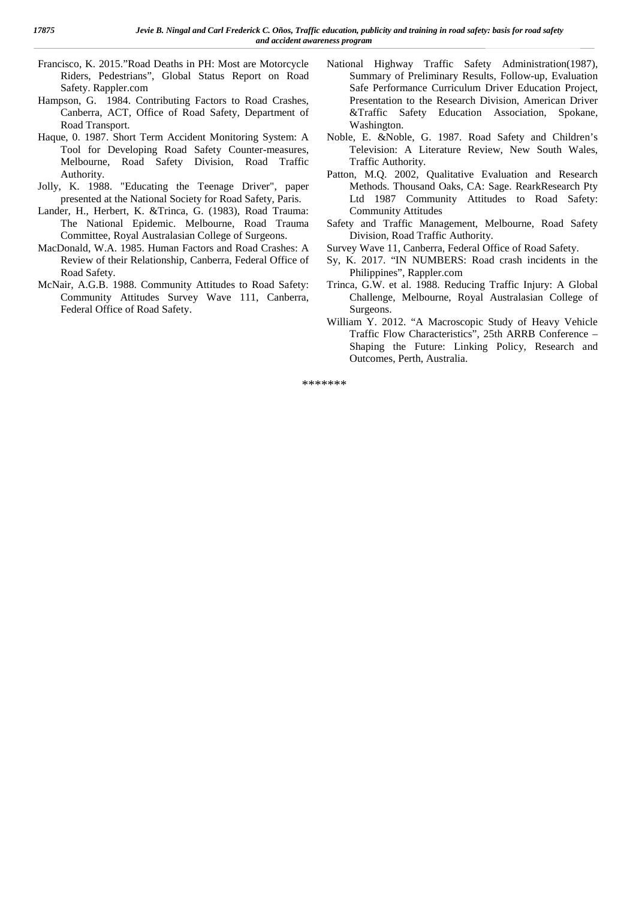Francisco, K. 2015."Road Deaths in PH: Most are Motorcycle Riders, Pedestrians", Global Status Report on Road Safety. Rappler.com

Hampson, G. 1984. Contributing Factors to Road Crashes, Canberra, ACT, Office of Road Safety, Department of Road Transport.

Haque, 0. 1987. Short Term Accident Monitoring System: A Tool for Developing Road Safety Counter-measures, Melbourne, Road Safety Division, Road Traffic Authority.

Jolly, K. 1988. "Educating the Teenage Driver", paper presented at the National Society for Road Safety, Paris.

Lander, H., Herbert, K. &Trinca, G. (1983), Road Trauma: The National Epidemic. Melbourne, Road Trauma Committee, Royal Australasian College of Surgeons.

MacDonald, W.A. 1985. Human Factors and Road Crashes: A Review of their Relationship, Canberra, Federal Office of Road Safety.

McNair, A.G.B. 1988. Community Attitudes to Road Safety: Community Attitudes Survey Wave 111, Canberra, Federal Office of Road Safety.

National Highway Traffic Safety Administration(1987), Summary of Preliminary Results, Follow-up, Evaluation Safe Performance Curriculum Driver Education Project, Presentation to the Research Division, American Driver &Traffic Safety Education Association, Spokane, Washington.

Noble, E. &Noble, G. 1987. Road Safety and Children's Television: A Literature Review, New South Wales, Traffic Authority.

Patton, M.Q. 2002, Qualitative Evaluation and Research Methods. Thousand Oaks, CA: Sage. RearkResearch Pty Ltd 1987 Community Attitudes to Road Safety: Community Attitudes

Safety and Traffic Management, Melbourne, Road Safety Division, Road Traffic Authority.

Survey Wave 11, Canberra, Federal Office of Road Safety.

Sy, K. 2017. "IN NUMBERS: Road crash incidents in the Philippines", Rappler.com

Trinca, G.W. et al. 1988. Reducing Traffic Injury: A Global Challenge, Melbourne, Royal Australasian College of Surgeons.

William Y. 2012. "A Macroscopic Study of Heavy Vehicle Traffic Flow Characteristics", 25th ARRB Conference – Shaping the Future: Linking Policy, Research and Outcomes, Perth, Australia.

\*\*\*\*\*\*\*